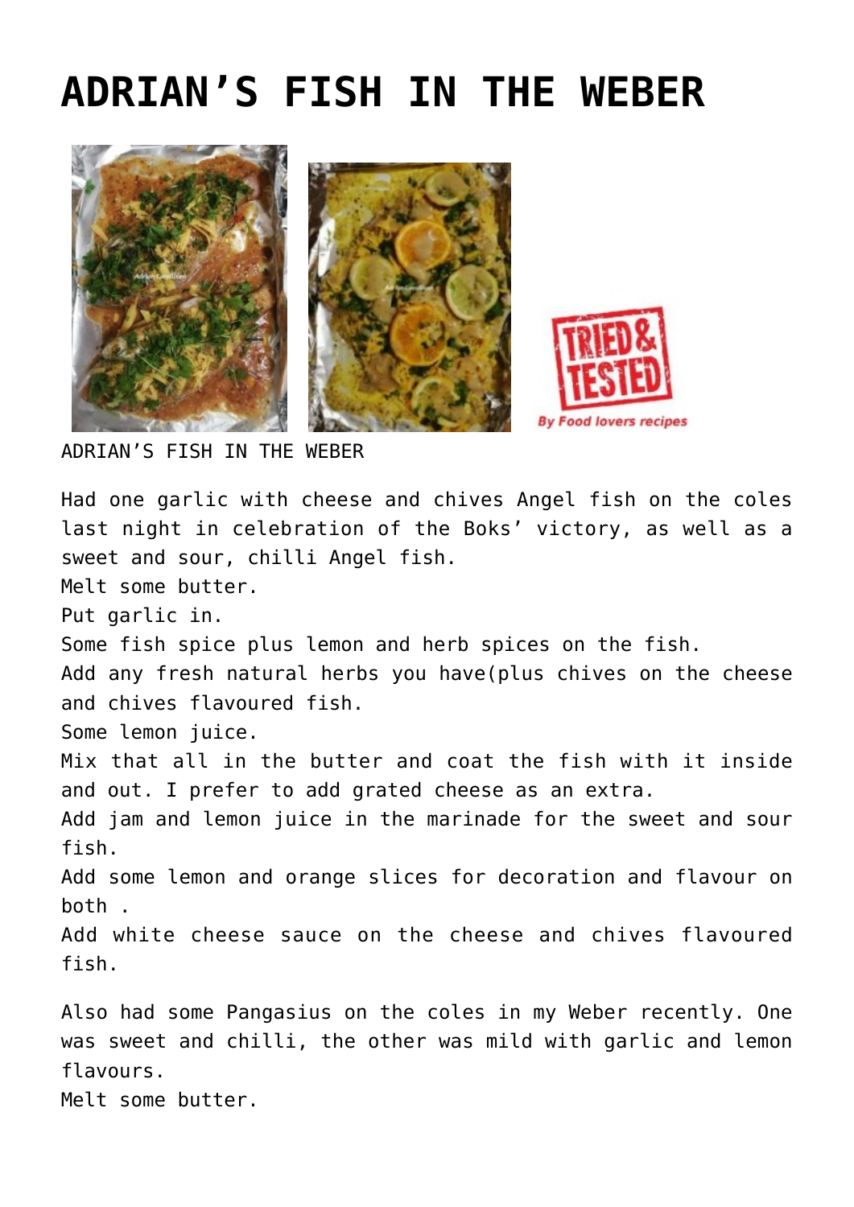# ADRIAN'S FISH IN THE WEBER

ADRIAN'S FISH IN THE WEBER

Had one garlic with cheese and chives Angel fish on the coles last night in celebration of the Boks' victory, as well as a sweet and sour, chilli Angel fish.

Melt some butter.

Put garlic in.

Some fish spice plus lemon and herb spices on the fish.

Add any fresh natural herbs you have(plus chives on the cheese and chives flavoured fish.

Some lemon juice.

Mix that all in the butter and coat the fish with it inside and out. I prefer to add grated cheese as an extra.

Add jam and lemon juice in the marinade for the sweet and sour fish.

Add some lemon and orange slices for decoration and flavour on both .

Add white cheese sauce on the cheese and chives flavoured fish.

Also had some Pangasius on the coles in my Weber recently. One was sweet and chilli, the other was mild with garlic and lemon flavours.

Melt some butter.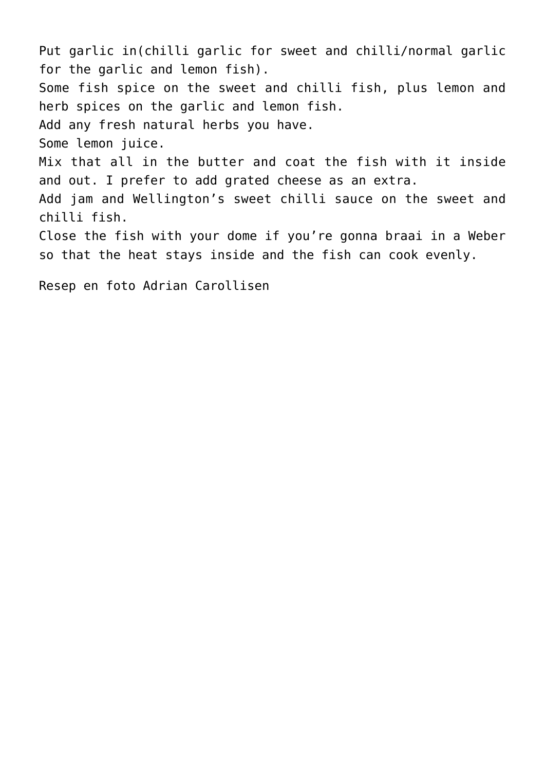Put garlic in(chilli garlic for sweet and chilli/normal garlic for the garlic and lemon fish).

Some fish spice on the sweet and chilli fish, plus lemon and herb spices on the garlic and lemon fish.

Add any fresh natural herbs you have.

Some lemon juice.

Mix that all in the butter and coat the fish with it inside and out. I prefer to add grated cheese as an extra.

Add jam and Wellington's sweet chilli sauce on the sweet and chilli fish.

Close the fish with your dome if you're gonna braai in a Weber so that the heat stays inside and the fish can cook evenly.

Resep en foto Adrian Carollisen